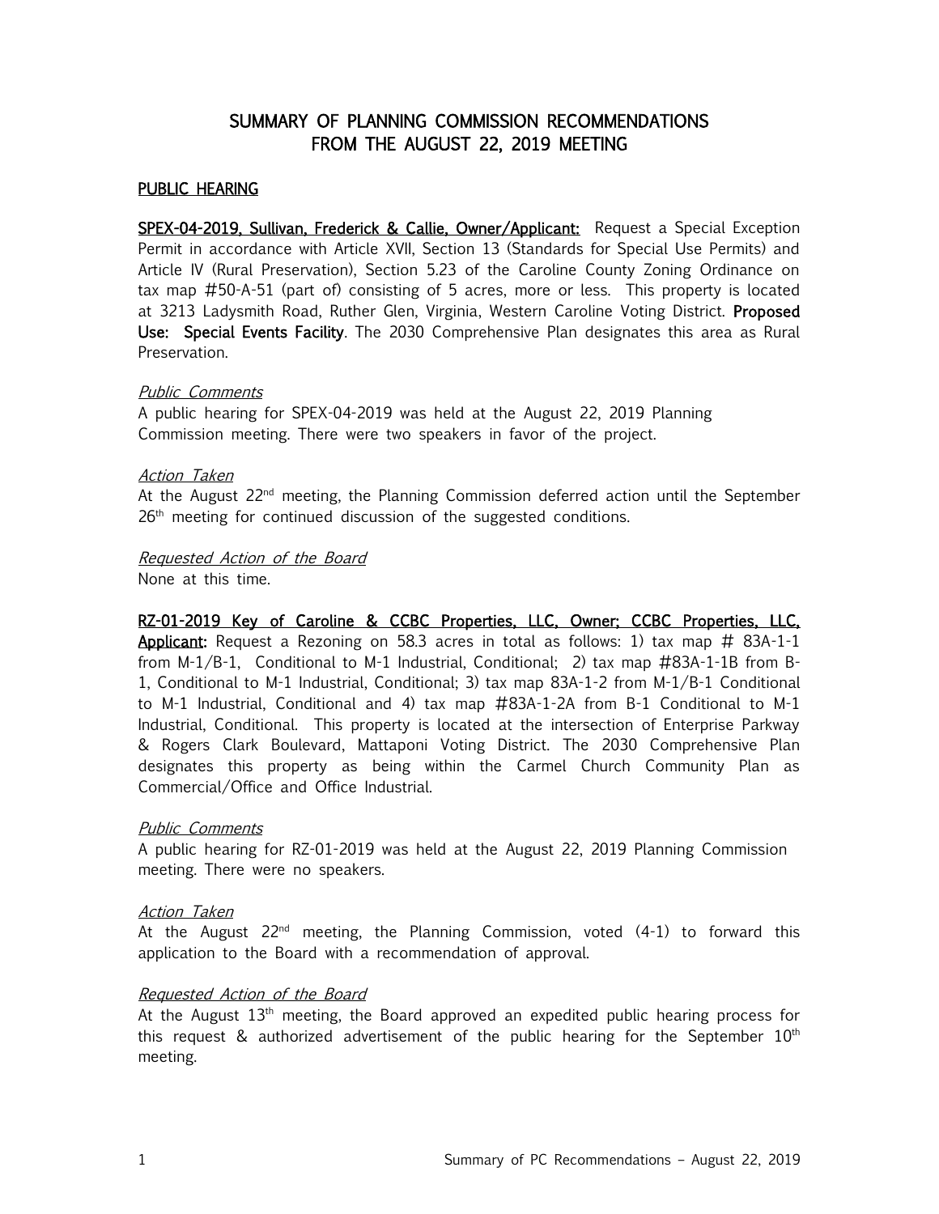# SUMMARY OF PLANNING COMMISSION RECOMMENDATIONS FROM THE AUGUST 22, 2019 MEETING

## PUBLIC HEARING

**SPEX-04-2019, Sullivan, Frederick & Callie, Owner/Applicant:** Request a Special Exception Permit in accordance with Article XVII, Section 13 (Standards for Special Use Permits) and Article IV (Rural Preservation), Section 5.23 of the Caroline County Zoning Ordinance on tax map #50-A-51 (part of) consisting of 5 acres, more or less. This property is located at 3213 Ladysmith Road, Ruther Glen, Virginia, Western Caroline Voting District. **Proposed Use: Special Events Facility**. The 2030 Comprehensive Plan designates this area as Rural Preservation.

*Public Comments*

A public hearing for SPEX-04-2019 was held at the August 22, 2019 Planning Commission meeting. There were two speakers in favor of the project.

*Action Taken*

At the August 22nd meeting, the Planning Commission deferred action until the September 26th meeting for continued discussion of the suggested conditions.

*Requested Action of the Board*

None at this time.

**RZ-01-2019 Key of Caroline & CCBC Properties, LLC, Owner; CCBC Properties, LLC, Applicant:** Request a Rezoning on 58.3 acres in total as follows: 1) tax map # 83A-1-1 from M-1/B-1, Conditional to M-1 Industrial, Conditional; 2) tax map #83A-1-1B from B-1, Conditional to M-1 Industrial, Conditional; 3) tax map 83A-1-2 from M-1/B-1 Conditional to M-1 Industrial, Conditional and 4) tax map #83A-1-2A from B-1 Conditional to M-1 Industrial, Conditional. This property is located at the intersection of Enterprise Parkway & Rogers Clark Boulevard, Mattaponi Voting District. The 2030 Comprehensive Plan designates this property as being within the Carmel Church Community Plan as Commercial/Office and Office Industrial.

*Public Comments*

A public hearing for RZ-01-2019 was held at the August 22, 2019 Planning Commission meeting. There were no speakers.

*Action Taken*

At the August 22nd meeting, the Planning Commission, voted (4-1) to forward this application to the Board with a recommendation of approval.

*Requested Action of the Board*

At the August 13th meeting, the Board approved an expedited public hearing process for this request & authorized advertisement of the public hearing for the September 10th meeting.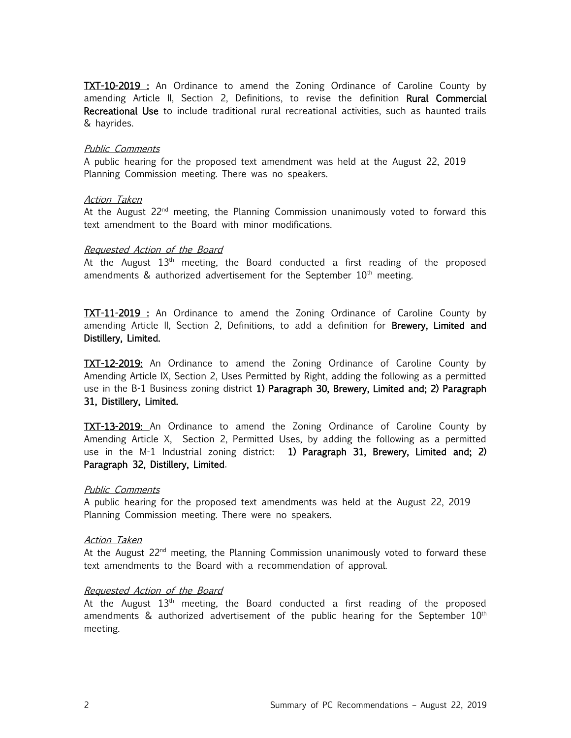**TXT-10-2019 :** An Ordinance to amend the Zoning Ordinance of Caroline County by amending Article II, Section 2, Definitions, to revise the definition **Rural Commercial Recreational Use** to include traditional rural recreational activities, such as haunted trails & hayrides.

*Public Comments*
A public hearing for the proposed text amendment was held at the August 22, 2019 Planning Commission meeting. There was no speakers.

*Action Taken*
At the August 22nd meeting, the Planning Commission unanimously voted to forward this text amendment to the Board with minor modifications.

*Requested Action of the Board*
At the August 13th meeting, the Board conducted a first reading of the proposed amendments & authorized advertisement for the September 10th meeting.

**TXT-11-2019 :** An Ordinance to amend the Zoning Ordinance of Caroline County by amending Article II, Section 2, Definitions, to add a definition for **Brewery, Limited and Distillery, Limited.**

**TXT-12-2019:** An Ordinance to amend the Zoning Ordinance of Caroline County by Amending Article IX, Section 2, Uses Permitted by Right, adding the following as a permitted use in the B-1 Business zoning district **1) Paragraph 30, Brewery, Limited and; 2) Paragraph 31, Distillery, Limited.**

**TXT-13-2019:** An Ordinance to amend the Zoning Ordinance of Caroline County by Amending Article X, Section 2, Permitted Uses, by adding the following as a permitted use in the M-1 Industrial zoning district: **1) Paragraph 31, Brewery, Limited and; 2) Paragraph 32, Distillery, Limited**.

*Public Comments*
A public hearing for the proposed text amendments was held at the August 22, 2019 Planning Commission meeting. There were no speakers.

*Action Taken*
At the August 22nd meeting, the Planning Commission unanimously voted to forward these text amendments to the Board with a recommendation of approval.

*Requested Action of the Board*
At the August 13th meeting, the Board conducted a first reading of the proposed amendments & authorized advertisement of the public hearing for the September 10th meeting.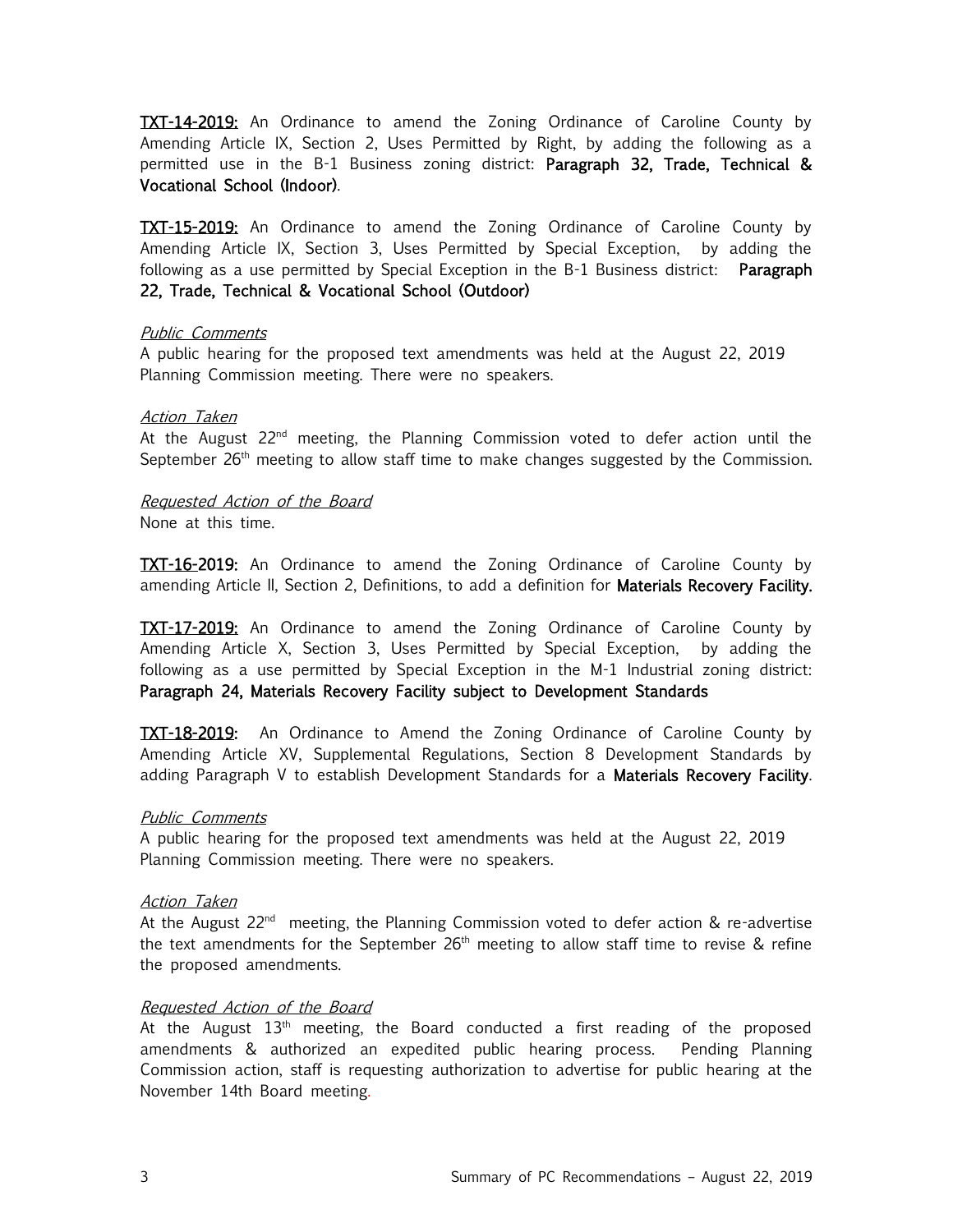**TXT-14-2019:** An Ordinance to amend the Zoning Ordinance of Caroline County by Amending Article IX, Section 2, Uses Permitted by Right, by adding the following as a permitted use in the B-1 Business zoning district: **Paragraph 32, Trade, Technical & Vocational School (Indoor)**.

**TXT-15-2019:** An Ordinance to amend the Zoning Ordinance of Caroline County by Amending Article IX, Section 3, Uses Permitted by Special Exception, by adding the following as a use permitted by Special Exception in the B-1 Business district: **Paragraph 22, Trade, Technical & Vocational School (Outdoor)**

*Public Comments*
A public hearing for the proposed text amendments was held at the August 22, 2019 Planning Commission meeting. There were no speakers.

*Action Taken*
At the August 22nd meeting, the Planning Commission voted to defer action until the September 26th meeting to allow staff time to make changes suggested by the Commission.

*Requested Action of the Board*
None at this time.

**TXT-16-2019:** An Ordinance to amend the Zoning Ordinance of Caroline County by amending Article II, Section 2, Definitions, to add a definition for **Materials Recovery Facility.**

**TXT-17-2019:** An Ordinance to amend the Zoning Ordinance of Caroline County by Amending Article X, Section 3, Uses Permitted by Special Exception, by adding the following as a use permitted by Special Exception in the M-1 Industrial zoning district: **Paragraph 24, Materials Recovery Facility subject to Development Standards**

**TXT-18-2019:** An Ordinance to Amend the Zoning Ordinance of Caroline County by Amending Article XV, Supplemental Regulations, Section 8 Development Standards by adding Paragraph V to establish Development Standards for a **Materials Recovery Facility**.

*Public Comments*
A public hearing for the proposed text amendments was held at the August 22, 2019 Planning Commission meeting. There were no speakers.

*Action Taken*
At the August 22nd meeting, the Planning Commission voted to defer action & re-advertise the text amendments for the September 26th meeting to allow staff time to revise & refine the proposed amendments.

*Requested Action of the Board*
At the August 13th meeting, the Board conducted a first reading of the proposed amendments & authorized an expedited public hearing process. Pending Planning Commission action, staff is requesting authorization to advertise for public hearing at the November 14th Board meeting.